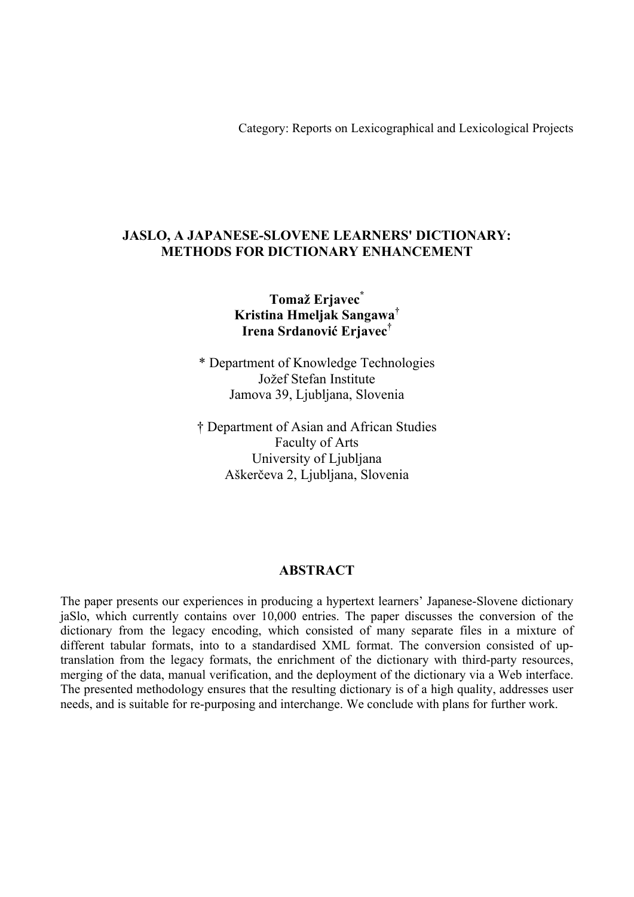Category: Reports on Lexicographical and Lexicological Projects

# JASLO, A JAPANESE-SLOVENE LEARNERS' DICTIONARY: METHODS FOR DICTIONARY ENHANCEMENT

**Tomaž Erjavec**[*]
**Kristina Hmeljak Sangawa**[†]
**Irena Srdanović Erjavec**[†]

[*] Department of Knowledge Technologies
Jožef Stefan Institute
Jamova 39, Ljubljana, Slovenia

[†] Department of Asian and African Studies
Faculty of Arts
University of Ljubljana
Aškerčeva 2, Ljubljana, Slovenia

## ABSTRACT

The paper presents our experiences in producing a hypertext learners' Japanese-Slovene dictionary jaSlo, which currently contains over 10,000 entries. The paper discusses the conversion of the dictionary from the legacy encoding, which consisted of many separate files in a mixture of different tabular formats, into to a standardised XML format. The conversion consisted of up-translation from the legacy formats, the enrichment of the dictionary with third-party resources, merging of the data, manual verification, and the deployment of the dictionary via a Web interface. The presented methodology ensures that the resulting dictionary is of a high quality, addresses user needs, and is suitable for re-purposing and interchange. We conclude with plans for further work.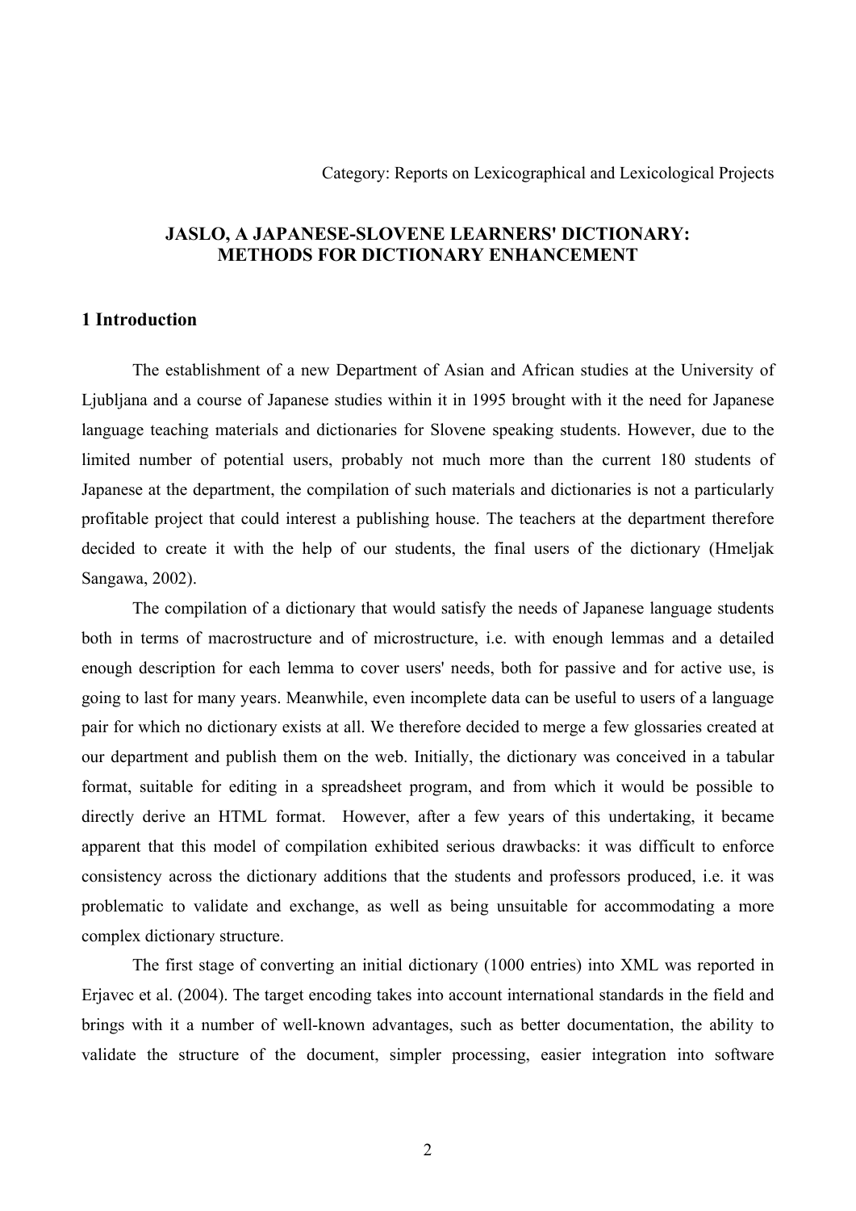Category: Reports on Lexicographical and Lexicological Projects

# JASLO, A JAPANESE-SLOVENE LEARNERS' DICTIONARY: METHODS FOR DICTIONARY ENHANCEMENT

## 1 Introduction

The establishment of a new Department of Asian and African studies at the University of Ljubljana and a course of Japanese studies within it in 1995 brought with it the need for Japanese language teaching materials and dictionaries for Slovene speaking students. However, due to the limited number of potential users, probably not much more than the current 180 students of Japanese at the department, the compilation of such materials and dictionaries is not a particularly profitable project that could interest a publishing house. The teachers at the department therefore decided to create it with the help of our students, the final users of the dictionary (Hmeljak Sangawa, 2002).

The compilation of a dictionary that would satisfy the needs of Japanese language students both in terms of macrostructure and of microstructure, i.e. with enough lemmas and a detailed enough description for each lemma to cover users' needs, both for passive and for active use, is going to last for many years. Meanwhile, even incomplete data can be useful to users of a language pair for which no dictionary exists at all. We therefore decided to merge a few glossaries created at our department and publish them on the web. Initially, the dictionary was conceived in a tabular format, suitable for editing in a spreadsheet program, and from which it would be possible to directly derive an HTML format. However, after a few years of this undertaking, it became apparent that this model of compilation exhibited serious drawbacks: it was difficult to enforce consistency across the dictionary additions that the students and professors produced, i.e. it was problematic to validate and exchange, as well as being unsuitable for accommodating a more complex dictionary structure.

The first stage of converting an initial dictionary (1000 entries) into XML was reported in Erjavec et al. (2004). The target encoding takes into account international standards in the field and brings with it a number of well-known advantages, such as better documentation, the ability to validate the structure of the document, simpler processing, easier integration into software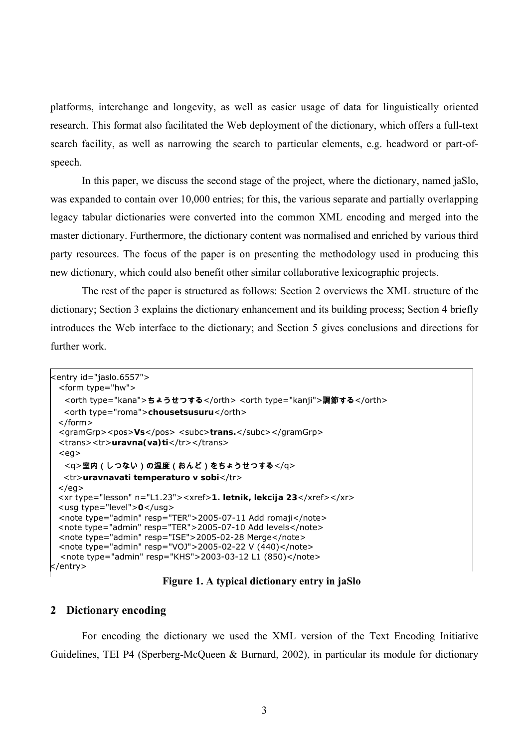platforms, interchange and longevity, as well as easier usage of data for linguistically oriented research. This format also facilitated the Web deployment of the dictionary, which offers a full-text search facility, as well as narrowing the search to particular elements, e.g. headword or part-of-speech.

In this paper, we discuss the second stage of the project, where the dictionary, named jaSlo, was expanded to contain over 10,000 entries; for this, the various separate and partially overlapping legacy tabular dictionaries were converted into the common XML encoding and merged into the master dictionary. Furthermore, the dictionary content was normalised and enriched by various third party resources. The focus of the paper is on presenting the methodology used in producing this new dictionary, which could also benefit other similar collaborative lexicographic projects.

The rest of the paper is structured as follows: Section 2 overviews the XML structure of the dictionary; Section 3 explains the dictionary enhancement and its building process; Section 4 briefly introduces the Web interface to the dictionary; and Section 5 gives conclusions and directions for further work.

```
<entry id="jaslo.6557">
  <form type="hw">
    <orth type="kana">ちょうせつする</orth> <orth type="kanji">調節する</orth>
    <orth type="roma">chousetsusuru</orth>
  </form>
  <gramGrp><pos>Vs</pos> <subc>trans.</subc></gramGrp>
  <trans><tr>uravna(va)ti</tr></trans>
  <eg>
    <q>室内（しつない）の温度（おんど）をちょうせつする</q>
    <tr>uravnavati temperaturo v sobi</tr>
  </eg>
  <xr type="lesson" n="L1.23"><xref>1. letnik, lekcija 23</xref></xr>
  <usg type="level">0</usg>
  <note type="admin" resp="TER">2005-07-11 Add romaji</note>
  <note type="admin" resp="TER">2005-07-10 Add levels</note>
  <note type="admin" resp="ISE">2005-02-28 Merge</note>
  <note type="admin" resp="VOJ">2005-02-22 V (440)</note>
  <note type="admin" resp="KHS">2003-03-12 L1 (850)</note>
</entry>
```

**Figure 1. A typical dictionary entry in jaSlo**

## 2 Dictionary encoding

For encoding the dictionary we used the XML version of the Text Encoding Initiative Guidelines, TEI P4 (Sperberg-McQueen & Burnard, 2002), in particular its module for dictionary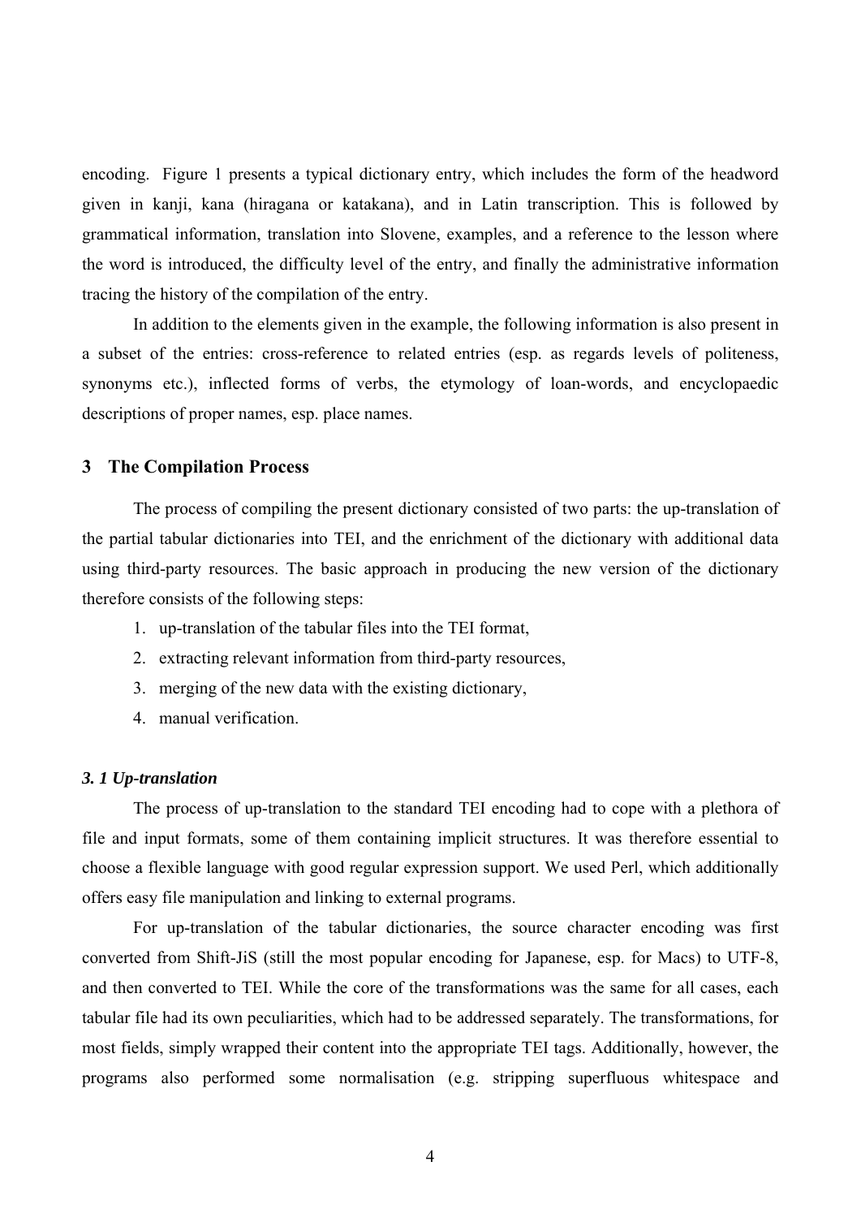encoding. Figure 1 presents a typical dictionary entry, which includes the form of the headword given in kanji, kana (hiragana or katakana), and in Latin transcription. This is followed by grammatical information, translation into Slovene, examples, and a reference to the lesson where the word is introduced, the difficulty level of the entry, and finally the administrative information tracing the history of the compilation of the entry.

In addition to the elements given in the example, the following information is also present in a subset of the entries: cross-reference to related entries (esp. as regards levels of politeness, synonyms etc.), inflected forms of verbs, the etymology of loan-words, and encyclopaedic descriptions of proper names, esp. place names.

## 3 The Compilation Process

The process of compiling the present dictionary consisted of two parts: the up-translation of the partial tabular dictionaries into TEI, and the enrichment of the dictionary with additional data using third-party resources. The basic approach in producing the new version of the dictionary therefore consists of the following steps:

1. up-translation of the tabular files into the TEI format,
2. extracting relevant information from third-party resources,
3. merging of the new data with the existing dictionary,
4. manual verification.

### *3. 1 Up-translation*

The process of up-translation to the standard TEI encoding had to cope with a plethora of file and input formats, some of them containing implicit structures. It was therefore essential to choose a flexible language with good regular expression support. We used Perl, which additionally offers easy file manipulation and linking to external programs.

For up-translation of the tabular dictionaries, the source character encoding was first converted from Shift-JiS (still the most popular encoding for Japanese, esp. for Macs) to UTF-8, and then converted to TEI. While the core of the transformations was the same for all cases, each tabular file had its own peculiarities, which had to be addressed separately. The transformations, for most fields, simply wrapped their content into the appropriate TEI tags. Additionally, however, the programs also performed some normalisation (e.g. stripping superfluous whitespace and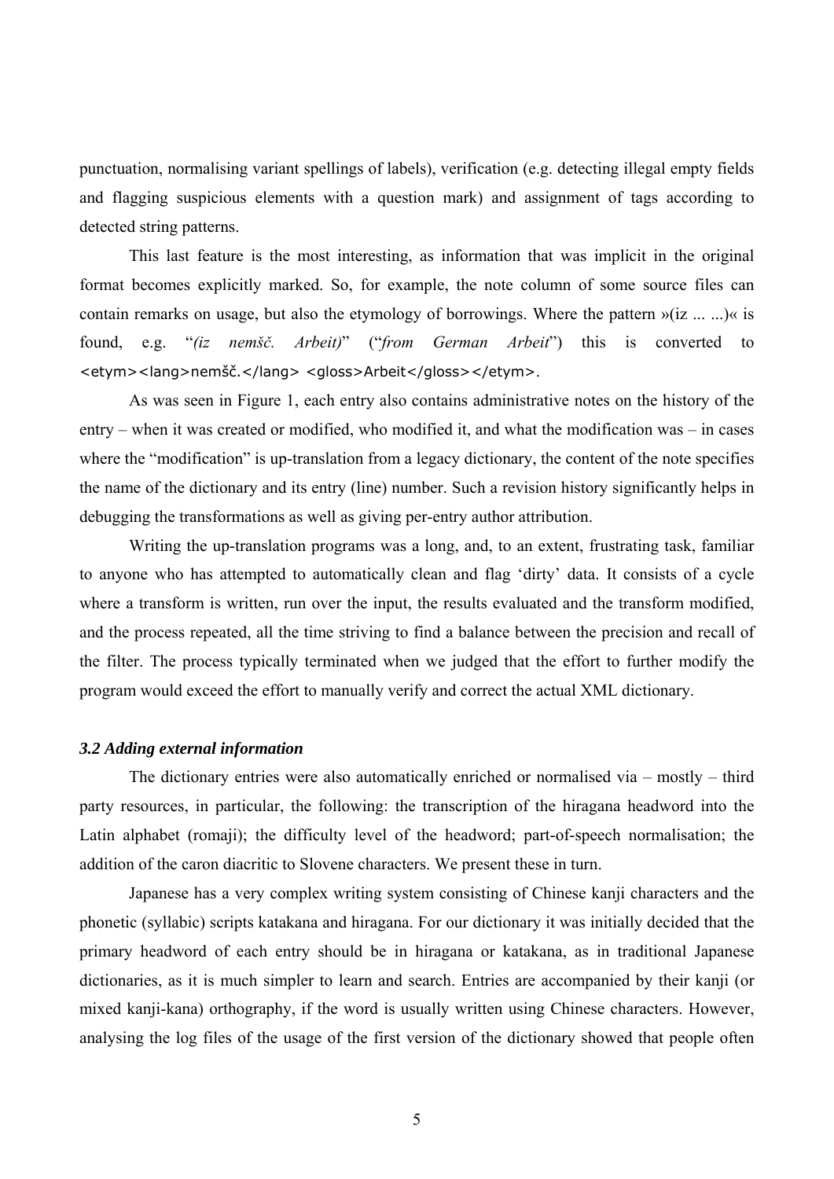punctuation, normalising variant spellings of labels), verification (e.g. detecting illegal empty fields and flagging suspicious elements with a question mark) and assignment of tags according to detected string patterns.

This last feature is the most interesting, as information that was implicit in the original format becomes explicitly marked. So, for example, the note column of some source files can contain remarks on usage, but also the etymology of borrowings. Where the pattern »(iz ... ...)« is found, e.g. "*(iz nemšč. Arbeit)*" ("*from German Arbeit*") this is converted to `<etym><lang>nemšč.</lang> <gloss>Arbeit</gloss></etym>`.

As was seen in Figure 1, each entry also contains administrative notes on the history of the entry – when it was created or modified, who modified it, and what the modification was – in cases where the "modification" is up-translation from a legacy dictionary, the content of the note specifies the name of the dictionary and its entry (line) number. Such a revision history significantly helps in debugging the transformations as well as giving per-entry author attribution.

Writing the up-translation programs was a long, and, to an extent, frustrating task, familiar to anyone who has attempted to automatically clean and flag 'dirty' data. It consists of a cycle where a transform is written, run over the input, the results evaluated and the transform modified, and the process repeated, all the time striving to find a balance between the precision and recall of the filter. The process typically terminated when we judged that the effort to further modify the program would exceed the effort to manually verify and correct the actual XML dictionary.

### *3.2 Adding external information*

The dictionary entries were also automatically enriched or normalised via – mostly – third party resources, in particular, the following: the transcription of the hiragana headword into the Latin alphabet (romaji); the difficulty level of the headword; part-of-speech normalisation; the addition of the caron diacritic to Slovene characters. We present these in turn.

Japanese has a very complex writing system consisting of Chinese kanji characters and the phonetic (syllabic) scripts katakana and hiragana. For our dictionary it was initially decided that the primary headword of each entry should be in hiragana or katakana, as in traditional Japanese dictionaries, as it is much simpler to learn and search. Entries are accompanied by their kanji (or mixed kanji-kana) orthography, if the word is usually written using Chinese characters. However, analysing the log files of the usage of the first version of the dictionary showed that people often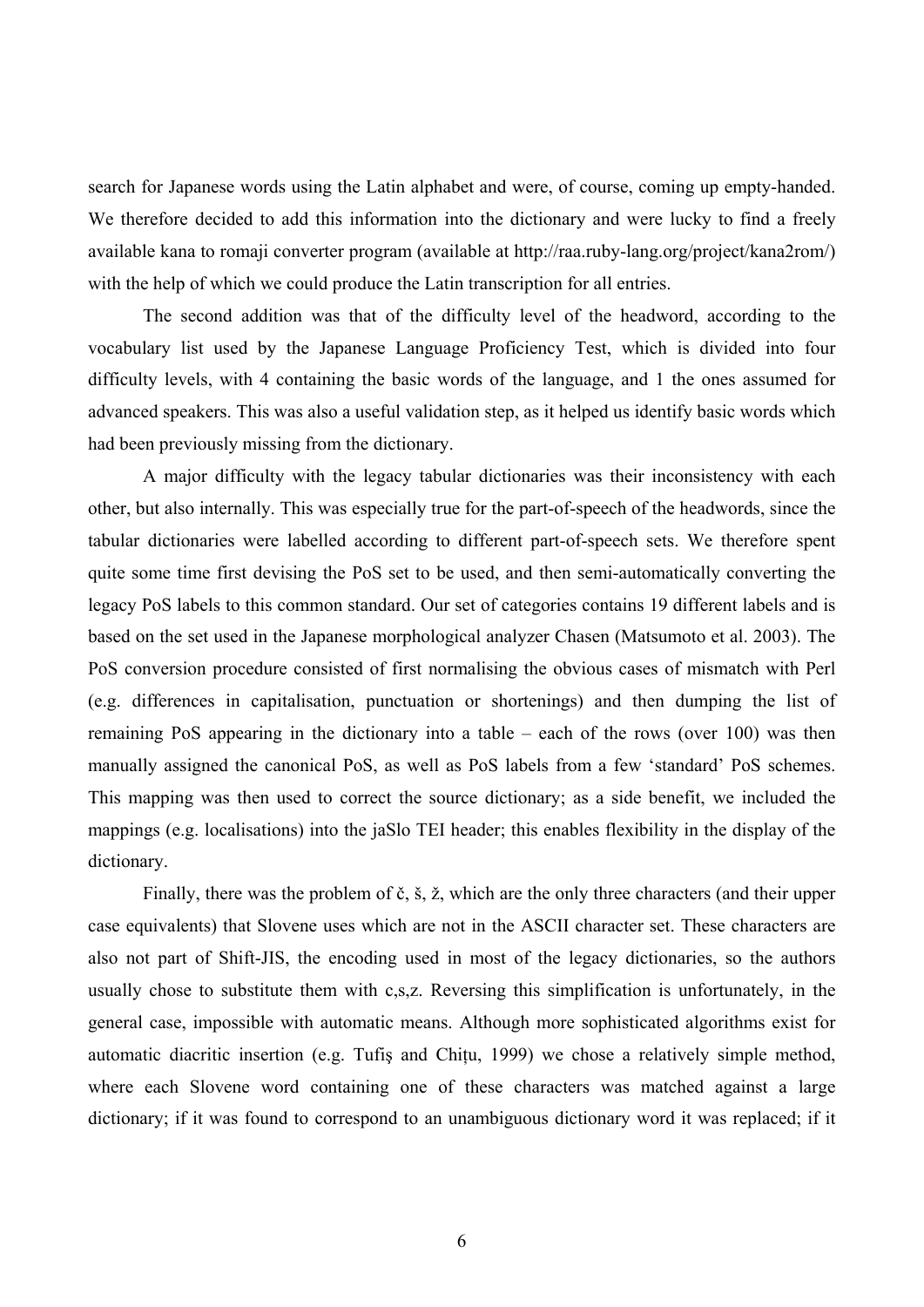search for Japanese words using the Latin alphabet and were, of course, coming up empty-handed. We therefore decided to add this information into the dictionary and were lucky to find a freely available kana to romaji converter program (available at http://raa.ruby-lang.org/project/kana2rom/) with the help of which we could produce the Latin transcription for all entries.

The second addition was that of the difficulty level of the headword, according to the vocabulary list used by the Japanese Language Proficiency Test, which is divided into four difficulty levels, with 4 containing the basic words of the language, and 1 the ones assumed for advanced speakers. This was also a useful validation step, as it helped us identify basic words which had been previously missing from the dictionary.

A major difficulty with the legacy tabular dictionaries was their inconsistency with each other, but also internally. This was especially true for the part-of-speech of the headwords, since the tabular dictionaries were labelled according to different part-of-speech sets. We therefore spent quite some time first devising the PoS set to be used, and then semi-automatically converting the legacy PoS labels to this common standard. Our set of categories contains 19 different labels and is based on the set used in the Japanese morphological analyzer Chasen (Matsumoto et al. 2003). The PoS conversion procedure consisted of first normalising the obvious cases of mismatch with Perl (e.g. differences in capitalisation, punctuation or shortenings) and then dumping the list of remaining PoS appearing in the dictionary into a table – each of the rows (over 100) was then manually assigned the canonical PoS, as well as PoS labels from a few 'standard' PoS schemes. This mapping was then used to correct the source dictionary; as a side benefit, we included the mappings (e.g. localisations) into the jaSlo TEI header; this enables flexibility in the display of the dictionary.

Finally, there was the problem of č, š, ž, which are the only three characters (and their upper case equivalents) that Slovene uses which are not in the ASCII character set. These characters are also not part of Shift-JIS, the encoding used in most of the legacy dictionaries, so the authors usually chose to substitute them with c,s,z. Reversing this simplification is unfortunately, in the general case, impossible with automatic means. Although more sophisticated algorithms exist for automatic diacritic insertion (e.g. Tufiş and Chiţu, 1999) we chose a relatively simple method, where each Slovene word containing one of these characters was matched against a large dictionary; if it was found to correspond to an unambiguous dictionary word it was replaced; if it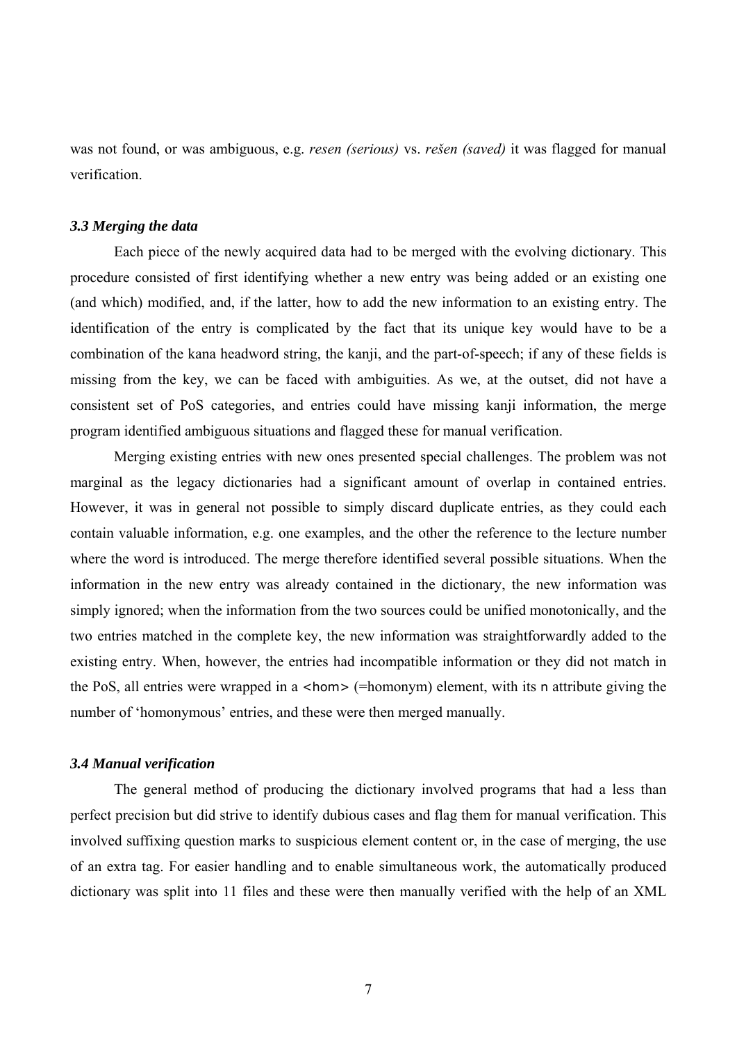was not found, or was ambiguous, e.g. *resen (serious)* vs. *rešen (saved)* it was flagged for manual verification.

### *3.3 Merging the data*

Each piece of the newly acquired data had to be merged with the evolving dictionary. This procedure consisted of first identifying whether a new entry was being added or an existing one (and which) modified, and, if the latter, how to add the new information to an existing entry. The identification of the entry is complicated by the fact that its unique key would have to be a combination of the kana headword string, the kanji, and the part-of-speech; if any of these fields is missing from the key, we can be faced with ambiguities. As we, at the outset, did not have a consistent set of PoS categories, and entries could have missing kanji information, the merge program identified ambiguous situations and flagged these for manual verification.

Merging existing entries with new ones presented special challenges. The problem was not marginal as the legacy dictionaries had a significant amount of overlap in contained entries. However, it was in general not possible to simply discard duplicate entries, as they could each contain valuable information, e.g. one examples, and the other the reference to the lecture number where the word is introduced. The merge therefore identified several possible situations. When the information in the new entry was already contained in the dictionary, the new information was simply ignored; when the information from the two sources could be unified monotonically, and the two entries matched in the complete key, the new information was straightforwardly added to the existing entry. When, however, the entries had incompatible information or they did not match in the PoS, all entries were wrapped in a `<hom>` (=homonym) element, with its `n` attribute giving the number of 'homonymous' entries, and these were then merged manually.

### *3.4 Manual verification*

The general method of producing the dictionary involved programs that had a less than perfect precision but did strive to identify dubious cases and flag them for manual verification. This involved suffixing question marks to suspicious element content or, in the case of merging, the use of an extra tag. For easier handling and to enable simultaneous work, the automatically produced dictionary was split into 11 files and these were then manually verified with the help of an XML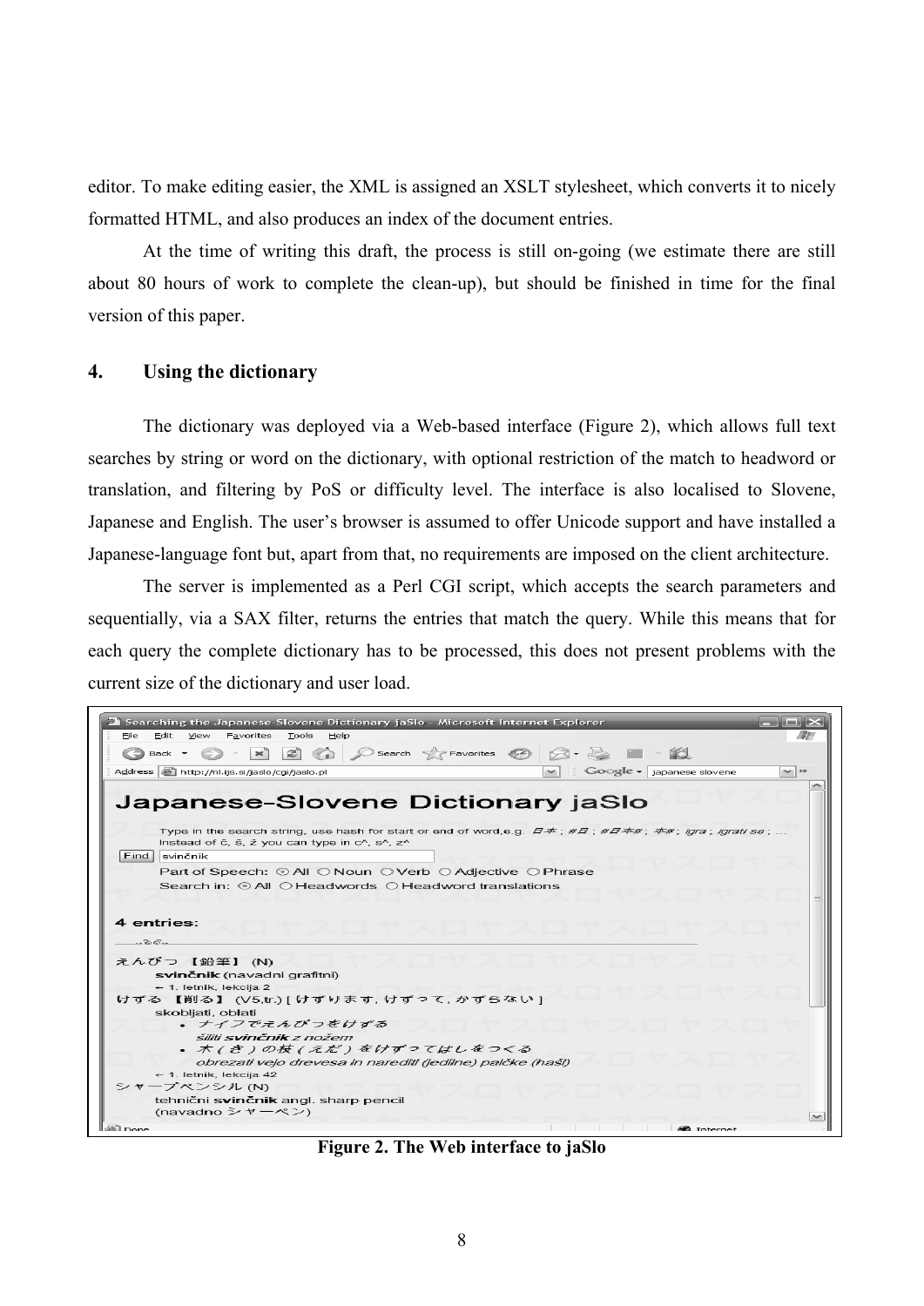editor. To make editing easier, the XML is assigned an XSLT stylesheet, which converts it to nicely formatted HTML, and also produces an index of the document entries.

At the time of writing this draft, the process is still on-going (we estimate there are still about 80 hours of work to complete the clean-up), but should be finished in time for the final version of this paper.

## 4. Using the dictionary

The dictionary was deployed via a Web-based interface (Figure 2), which allows full text searches by string or word on the dictionary, with optional restriction of the match to headword or translation, and filtering by PoS or difficulty level. The interface is also localised to Slovene, Japanese and English. The user's browser is assumed to offer Unicode support and have installed a Japanese-language font but, apart from that, no requirements are imposed on the client architecture.

The server is implemented as a Perl CGI script, which accepts the search parameters and sequentially, via a SAX filter, returns the entries that match the query. While this means that for each query the complete dictionary has to be processed, this does not present problems with the current size of the dictionary and user load.

**Figure 2. The Web interface to jaSlo**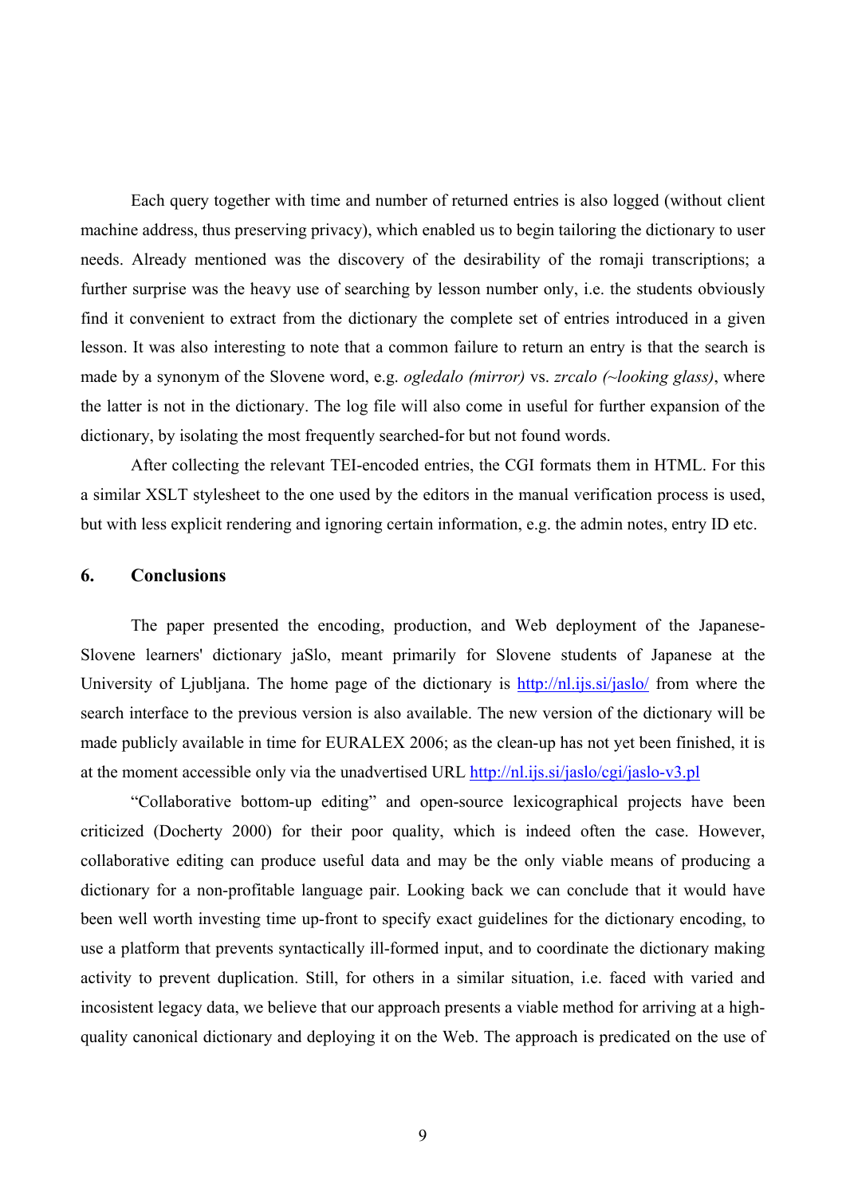Each query together with time and number of returned entries is also logged (without client machine address, thus preserving privacy), which enabled us to begin tailoring the dictionary to user needs. Already mentioned was the discovery of the desirability of the romaji transcriptions; a further surprise was the heavy use of searching by lesson number only, i.e. the students obviously find it convenient to extract from the dictionary the complete set of entries introduced in a given lesson. It was also interesting to note that a common failure to return an entry is that the search is made by a synonym of the Slovene word, e.g. *ogledalo (mirror)* vs. *zrcalo (~looking glass)*, where the latter is not in the dictionary. The log file will also come in useful for further expansion of the dictionary, by isolating the most frequently searched-for but not found words.

After collecting the relevant TEI-encoded entries, the CGI formats them in HTML. For this a similar XSLT stylesheet to the one used by the editors in the manual verification process is used, but with less explicit rendering and ignoring certain information, e.g. the admin notes, entry ID etc.

## 6. Conclusions

The paper presented the encoding, production, and Web deployment of the Japanese-Slovene learners' dictionary jaSlo, meant primarily for Slovene students of Japanese at the University of Ljubljana. The home page of the dictionary is http://nl.ijs.si/jaslo/ from where the search interface to the previous version is also available. The new version of the dictionary will be made publicly available in time for EURALEX 2006; as the clean-up has not yet been finished, it is at the moment accessible only via the unadvertised URL http://nl.ijs.si/jaslo/cgi/jaslo-v3.pl

"Collaborative bottom-up editing" and open-source lexicographical projects have been criticized (Docherty 2000) for their poor quality, which is indeed often the case. However, collaborative editing can produce useful data and may be the only viable means of producing a dictionary for a non-profitable language pair. Looking back we can conclude that it would have been well worth investing time up-front to specify exact guidelines for the dictionary encoding, to use a platform that prevents syntactically ill-formed input, and to coordinate the dictionary making activity to prevent duplication. Still, for others in a similar situation, i.e. faced with varied and incosistent legacy data, we believe that our approach presents a viable method for arriving at a high-quality canonical dictionary and deploying it on the Web. The approach is predicated on the use of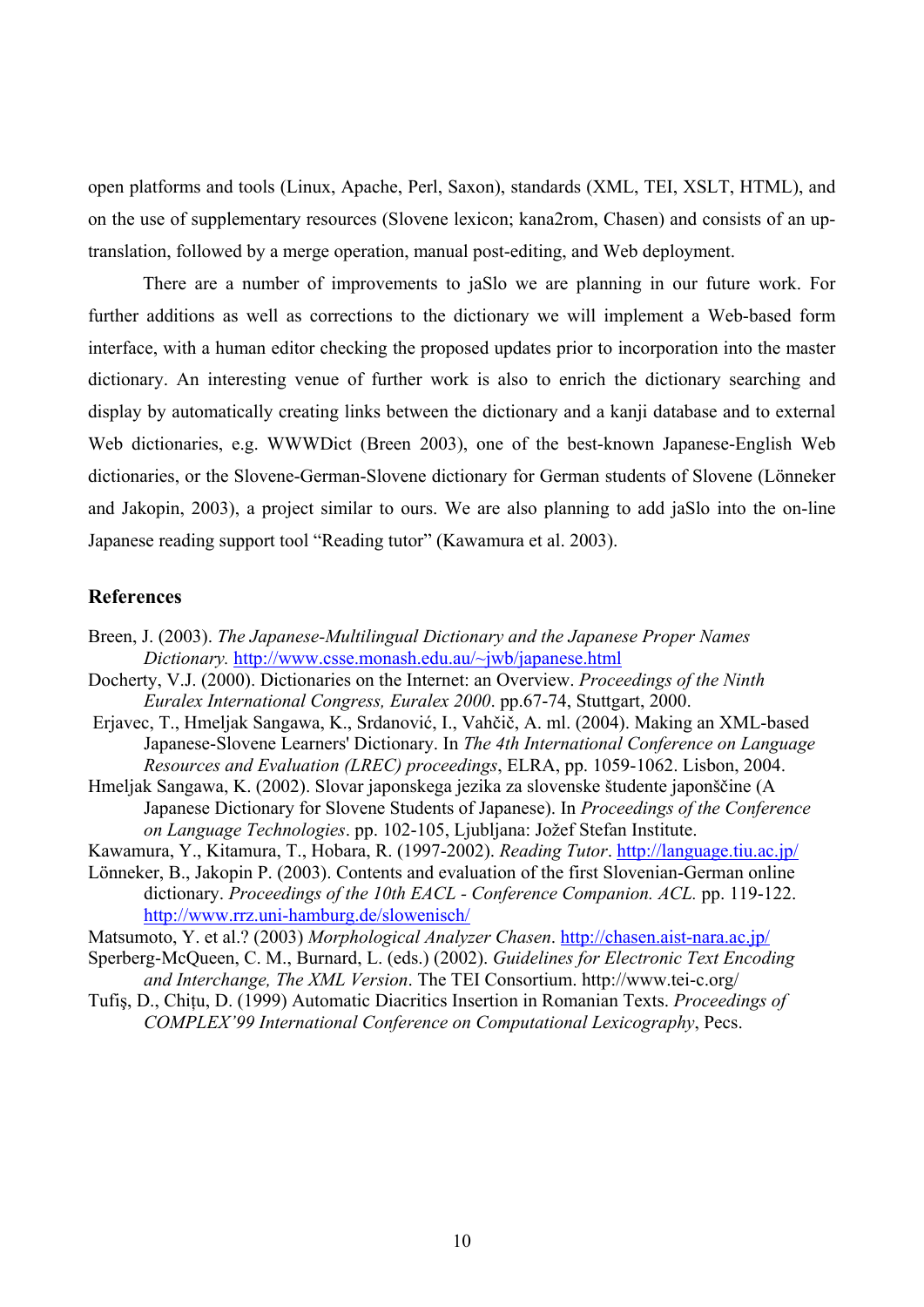open platforms and tools (Linux, Apache, Perl, Saxon), standards (XML, TEI, XSLT, HTML), and on the use of supplementary resources (Slovene lexicon; kana2rom, Chasen) and consists of an up-translation, followed by a merge operation, manual post-editing, and Web deployment.

There are a number of improvements to jaSlo we are planning in our future work. For further additions as well as corrections to the dictionary we will implement a Web-based form interface, with a human editor checking the proposed updates prior to incorporation into the master dictionary. An interesting venue of further work is also to enrich the dictionary searching and display by automatically creating links between the dictionary and a kanji database and to external Web dictionaries, e.g. WWWDict (Breen 2003), one of the best-known Japanese-English Web dictionaries, or the Slovene-German-Slovene dictionary for German students of Slovene (Lönneker and Jakopin, 2003), a project similar to ours. We are also planning to add jaSlo into the on-line Japanese reading support tool "Reading tutor" (Kawamura et al. 2003).

## References

Breen, J. (2003). *The Japanese-Multilingual Dictionary and the Japanese Proper Names Dictionary.* http://www.csse.monash.edu.au/~jwb/japanese.html

Docherty, V.J. (2000). Dictionaries on the Internet: an Overview. *Proceedings of the Ninth Euralex International Congress, Euralex 2000*. pp.67-74, Stuttgart, 2000.

Erjavec, T., Hmeljak Sangawa, K., Srdanović, I., Vahčič, A. ml. (2004). Making an XML-based Japanese-Slovene Learners' Dictionary. In *The 4th International Conference on Language Resources and Evaluation (LREC) proceedings*, ELRA, pp. 1059-1062. Lisbon, 2004.

Hmeljak Sangawa, K. (2002). Slovar japonskega jezika za slovenske študente japonščine (A Japanese Dictionary for Slovene Students of Japanese). In *Proceedings of the Conference on Language Technologies*. pp. 102-105, Ljubljana: Jožef Stefan Institute.

Kawamura, Y., Kitamura, T., Hobara, R. (1997-2002). *Reading Tutor*. http://language.tiu.ac.jp/

Lönneker, B., Jakopin P. (2003). Contents and evaluation of the first Slovenian-German online dictionary. *Proceedings of the 10th EACL - Conference Companion. ACL.* pp. 119-122. http://www.rrz.uni-hamburg.de/slowenisch/

Matsumoto, Y. et al.? (2003) *Morphological Analyzer Chasen*. http://chasen.aist-nara.ac.jp/

Sperberg-McQueen, C. M., Burnard, L. (eds.) (2002). *Guidelines for Electronic Text Encoding and Interchange, The XML Version*. The TEI Consortium. http://www.tei-c.org/

Tufiş, D., Chiţu, D. (1999) Automatic Diacritics Insertion in Romanian Texts. *Proceedings of COMPLEX'99 International Conference on Computational Lexicography*, Pecs.